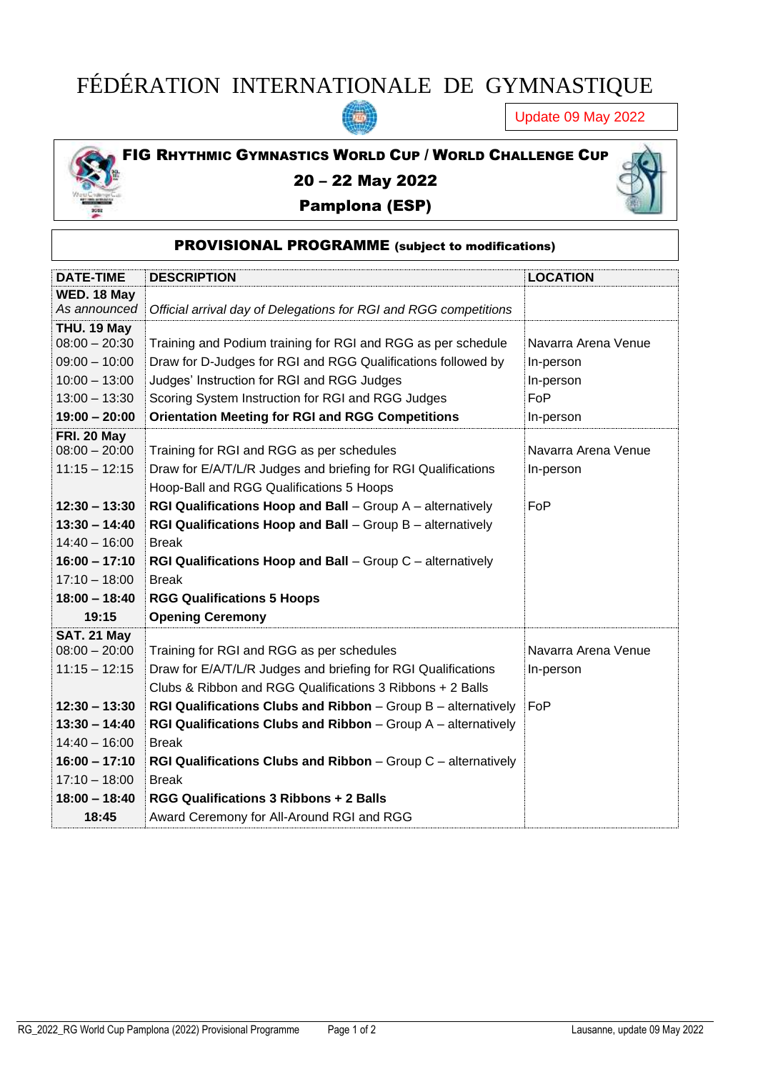# FÉDÉRATION INTERNATIONALE DE GYMNASTIQUE

Update 09 May 2022

## FIG RHYTHMIC GYMNASTICS WORLD CUP / WORLD CHALLENGE CUP

## 20 – 22 May 2022

## Pamplona (ESP)

### PROVISIONAL PROGRAMME (subject to modifications)

| DATE-TIME | DESCRIPTION | LOCATION |
|---|---|---|
| **WED. 18 May** | | |
| *As announced* | *Official arrival day of Delegations for RGI and RGG competitions* | |
| **THU. 19 May** | | |
| 08:00 – 20:30 | Training and Podium training for RGI and RGG as per schedule | Navarra Arena Venue |
| 09:00 – 10:00 | Draw for D-Judges for RGI and RGG Qualifications followed by | In-person |
| 10:00 – 13:00 | Judges' Instruction for RGI and RGG Judges | In-person |
| 13:00 – 13:30 | Scoring System Instruction for RGI and RGG Judges | FoP |
| **19:00 – 20:00** | **Orientation Meeting for RGI and RGG Competitions** | In-person |
| **FRI. 20 May** | | |
| 08:00 – 20:00 | Training for RGI and RGG as per schedules | Navarra Arena Venue |
| 11:15 – 12:15 | Draw for E/A/T/L/R Judges and briefing for RGI Qualifications Hoop-Ball and RGG Qualifications 5 Hoops | In-person |
| **12:30 – 13:30** | **RGI Qualifications Hoop and Ball** – Group A – alternatively | FoP |
| **13:30 – 14:40** | **RGI Qualifications Hoop and Ball** – Group B – alternatively | |
| 14:40 – 16:00 | Break | |
| **16:00 – 17:10** | **RGI Qualifications Hoop and Ball** – Group C – alternatively | |
| 17:10 – 18:00 | Break | |
| **18:00 – 18:40** | **RGG Qualifications 5 Hoops** | |
| **19:15** | **Opening Ceremony** | |
| **SAT. 21 May** | | |
| 08:00 – 20:00 | Training for RGI and RGG as per schedules | Navarra Arena Venue |
| 11:15 – 12:15 | Draw for E/A/T/L/R Judges and briefing for RGI Qualifications Clubs & Ribbon and RGG Qualifications 3 Ribbons + 2 Balls | In-person |
| **12:30 – 13:30** | **RGI Qualifications Clubs and Ribbon** – Group B – alternatively | FoP |
| **13:30 – 14:40** | **RGI Qualifications Clubs and Ribbon** – Group A – alternatively | |
| 14:40 – 16:00 | Break | |
| **16:00 – 17:10** | **RGI Qualifications Clubs and Ribbon** – Group C – alternatively | |
| 17:10 – 18:00 | Break | |
| **18:00 – 18:40** | **RGG Qualifications 3 Ribbons + 2 Balls** | |
| **18:45** | Award Ceremony for All-Around RGI and RGG | |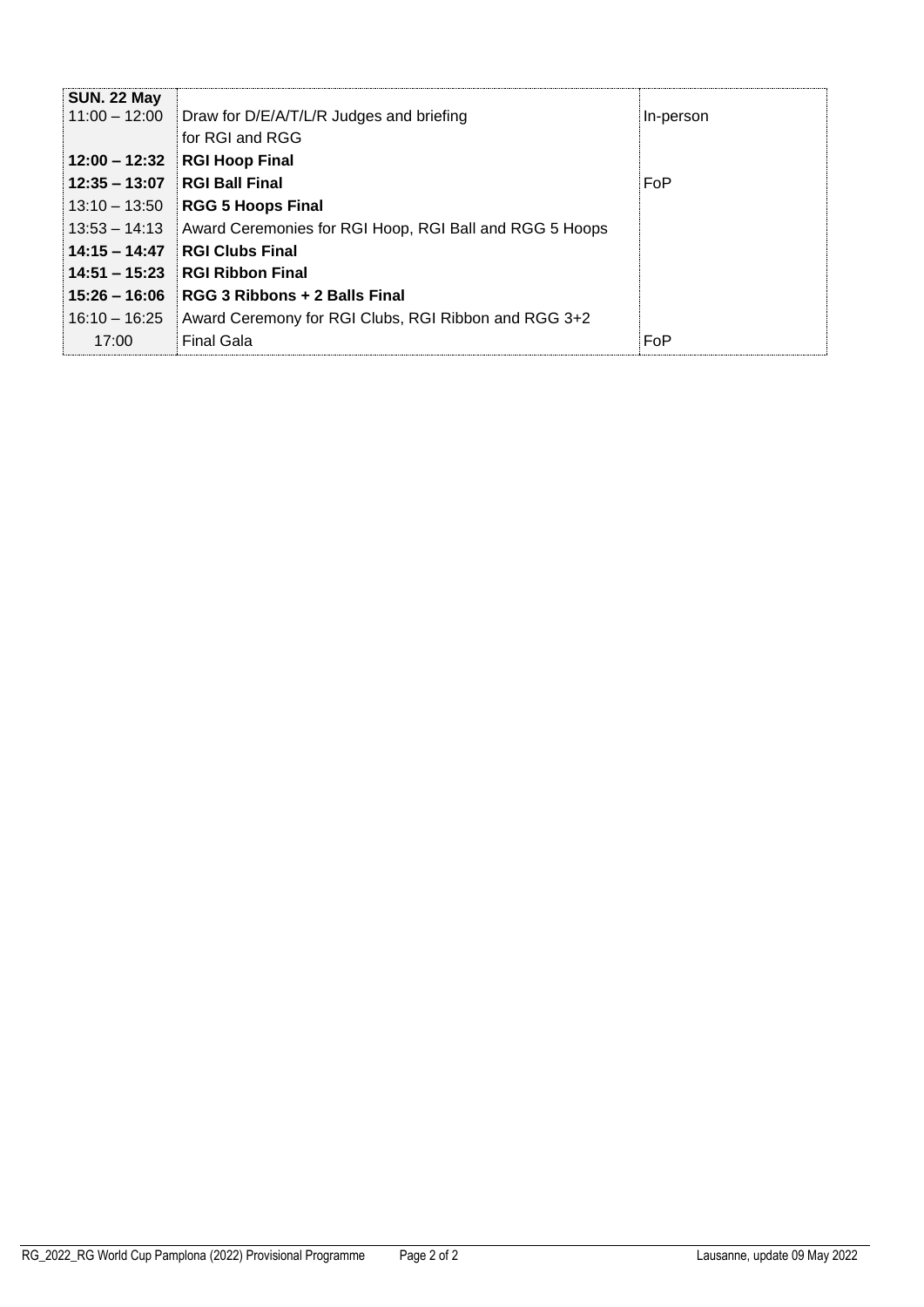| | | |
|---|---|---|
| **SUN. 22 May** | | |
| 11:00 – 12:00 | Draw for D/E/A/T/L/R Judges and briefing for RGI and RGG | In-person |
| **12:00 – 12:32** | **RGI Hoop Final** | |
| **12:35 – 13:07** | **RGI Ball Final** | FoP |
| 13:10 – 13:50 | **RGG 5 Hoops Final** | |
| 13:53 – 14:13 | Award Ceremonies for RGI Hoop, RGI Ball and RGG 5 Hoops | |
| **14:15 – 14:47** | **RGI Clubs Final** | |
| **14:51 – 15:23** | **RGI Ribbon Final** | |
| **15:26 – 16:06** | **RGG 3 Ribbons + 2 Balls Final** | |
| 16:10 – 16:25 | Award Ceremony for RGI Clubs, RGI Ribbon and RGG 3+2 | |
| 17:00 | Final Gala | FoP |